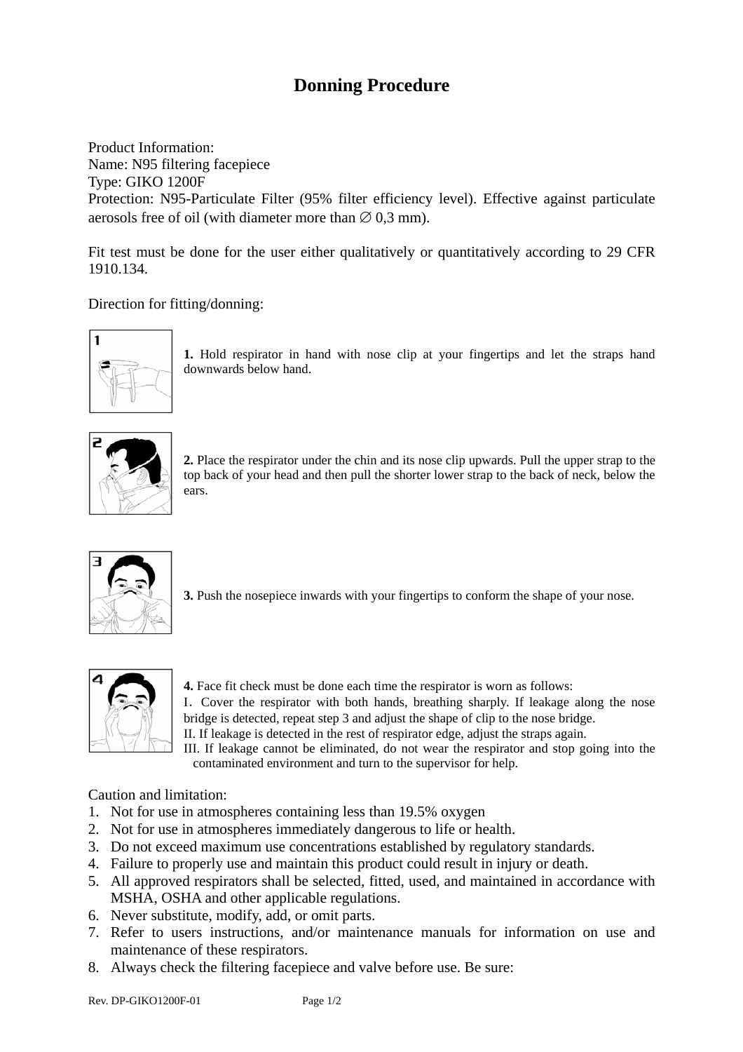# Donning Procedure

Product Information:
Name: N95 filtering facepiece
Type: GIKO 1200F
Protection: N95-Particulate Filter (95% filter efficiency level). Effective against particulate aerosols free of oil (with diameter more than ∅ 0,3 mm).

Fit test must be done for the user either qualitatively or quantitatively according to 29 CFR 1910.134.

Direction for fitting/donning:

**1.** Hold respirator in hand with nose clip at your fingertips and let the straps hand downwards below hand.

**2.** Place the respirator under the chin and its nose clip upwards. Pull the upper strap to the top back of your head and then pull the shorter lower strap to the back of neck, below the ears.

**3.** Push the nosepiece inwards with your fingertips to conform the shape of your nose.

**4.** Face fit check must be done each time the respirator is worn as follows:
I. Cover the respirator with both hands, breathing sharply. If leakage along the nose bridge is detected, repeat step 3 and adjust the shape of clip to the nose bridge.
II. If leakage is detected in the rest of respirator edge, adjust the straps again.
III. If leakage cannot be eliminated, do not wear the respirator and stop going into the contaminated environment and turn to the supervisor for help.

Caution and limitation:
1. Not for use in atmospheres containing less than 19.5% oxygen
2. Not for use in atmospheres immediately dangerous to life or health.
3. Do not exceed maximum use concentrations established by regulatory standards.
4. Failure to properly use and maintain this product could result in injury or death.
5. All approved respirators shall be selected, fitted, used, and maintained in accordance with MSHA, OSHA and other applicable regulations.
6. Never substitute, modify, add, or omit parts.
7. Refer to users instructions, and/or maintenance manuals for information on use and maintenance of these respirators.
8. Always check the filtering facepiece and valve before use. Be sure:

Rev. DP-GIKO1200F-01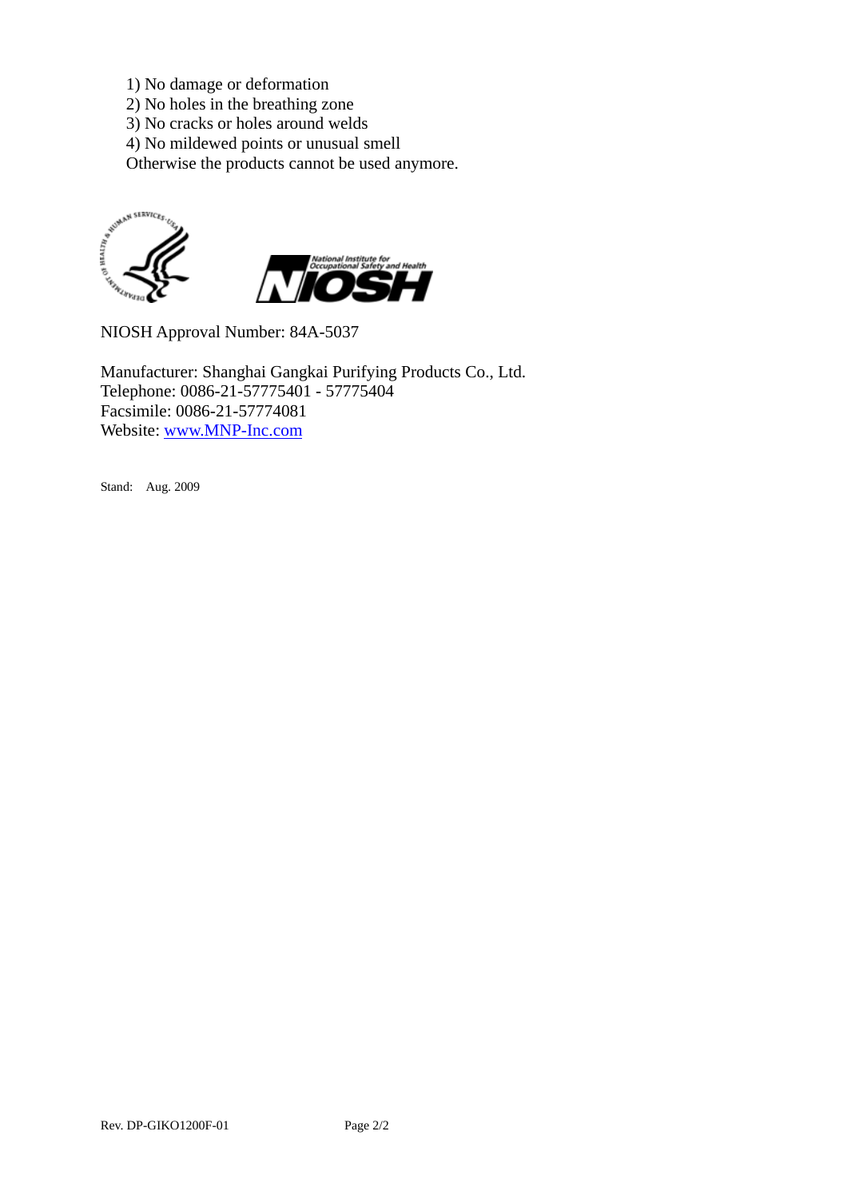1) No damage or deformation
2) No holes in the breathing zone
3) No cracks or holes around welds
4) No mildewed points or unusual smell
Otherwise the products cannot be used anymore.

NIOSH Approval Number: 84A-5037

Manufacturer: Shanghai Gangkai Purifying Products Co., Ltd.
Telephone: 0086-21-57775401 - 57775404
Facsimile: 0086-21-57774081
Website: [www.MNP-Inc.com](http://www.MNP-Inc.com)

Stand: Aug. 2009

Rev. DP-GIKO1200F-01